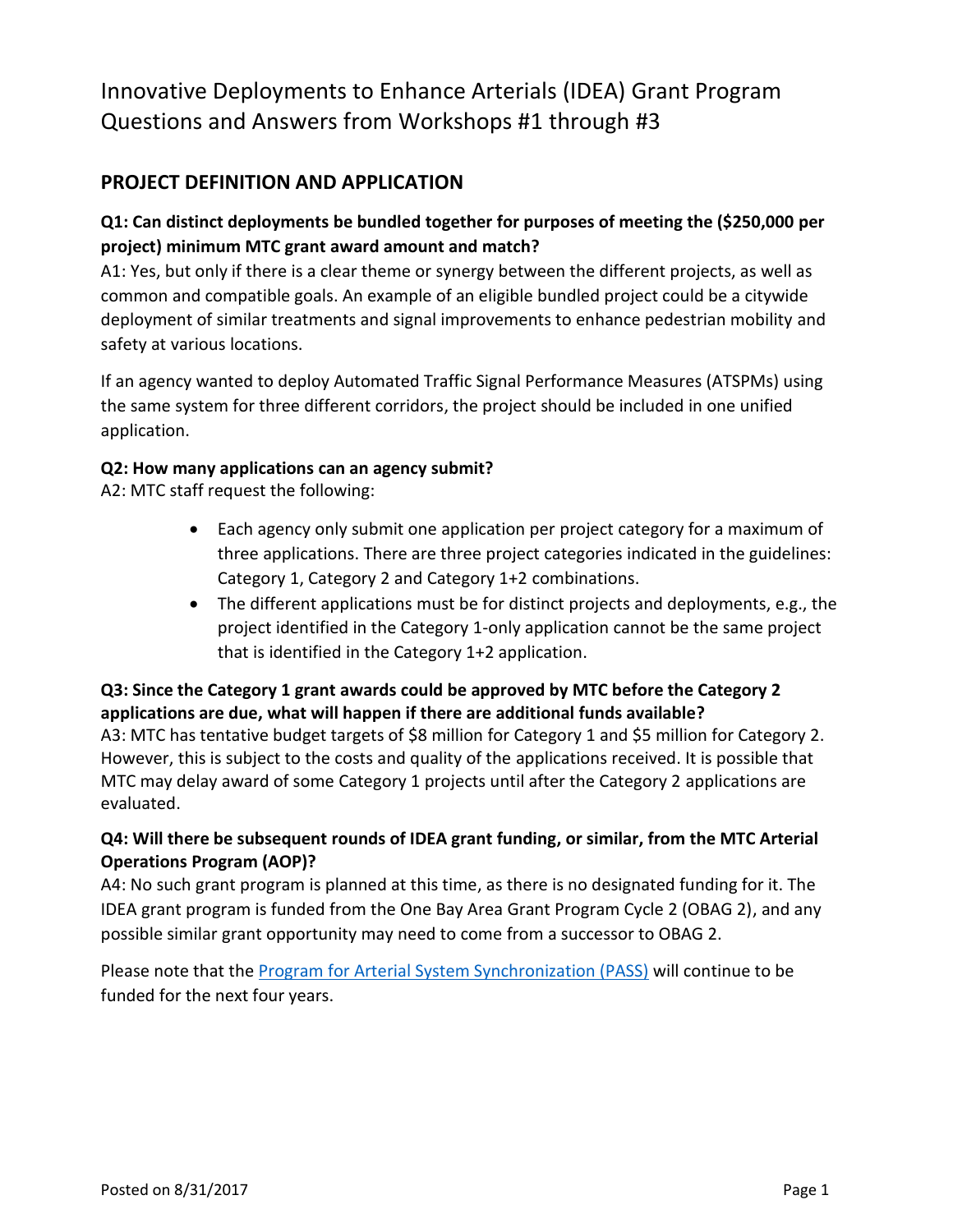# Innovative Deployments to Enhance Arterials (IDEA) Grant Program Questions and Answers from Workshops #1 through #3

## PROJECT DEFINITION AND APPLICATION

### Q1: Can distinct deployments be bundled together for purposes of meeting the ($250,000 per project) minimum MTC grant award amount and match?

A1: Yes, but only if there is a clear theme or synergy between the different projects, as well as common and compatible goals. An example of an eligible bundled project could be a citywide deployment of similar treatments and signal improvements to enhance pedestrian mobility and safety at various locations.

If an agency wanted to deploy Automated Traffic Signal Performance Measures (ATSPMs) using the same system for three different corridors, the project should be included in one unified application.

### Q2: How many applications can an agency submit?

A2: MTC staff request the following:

- Each agency only submit one application per project category for a maximum of three applications. There are three project categories indicated in the guidelines: Category 1, Category 2 and Category 1+2 combinations.
- The different applications must be for distinct projects and deployments, e.g., the project identified in the Category 1-only application cannot be the same project that is identified in the Category 1+2 application.

### Q3: Since the Category 1 grant awards could be approved by MTC before the Category 2 applications are due, what will happen if there are additional funds available?

A3: MTC has tentative budget targets of $8 million for Category 1 and $5 million for Category 2. However, this is subject to the costs and quality of the applications received. It is possible that MTC may delay award of some Category 1 projects until after the Category 2 applications are evaluated.

### Q4: Will there be subsequent rounds of IDEA grant funding, or similar, from the MTC Arterial Operations Program (AOP)?

A4: No such grant program is planned at this time, as there is no designated funding for it. The IDEA grant program is funded from the One Bay Area Grant Program Cycle 2 (OBAG 2), and any possible similar grant opportunity may need to come from a successor to OBAG 2.

Please note that the [Program for Arterial System Synchronization (PASS)] will continue to be funded for the next four years.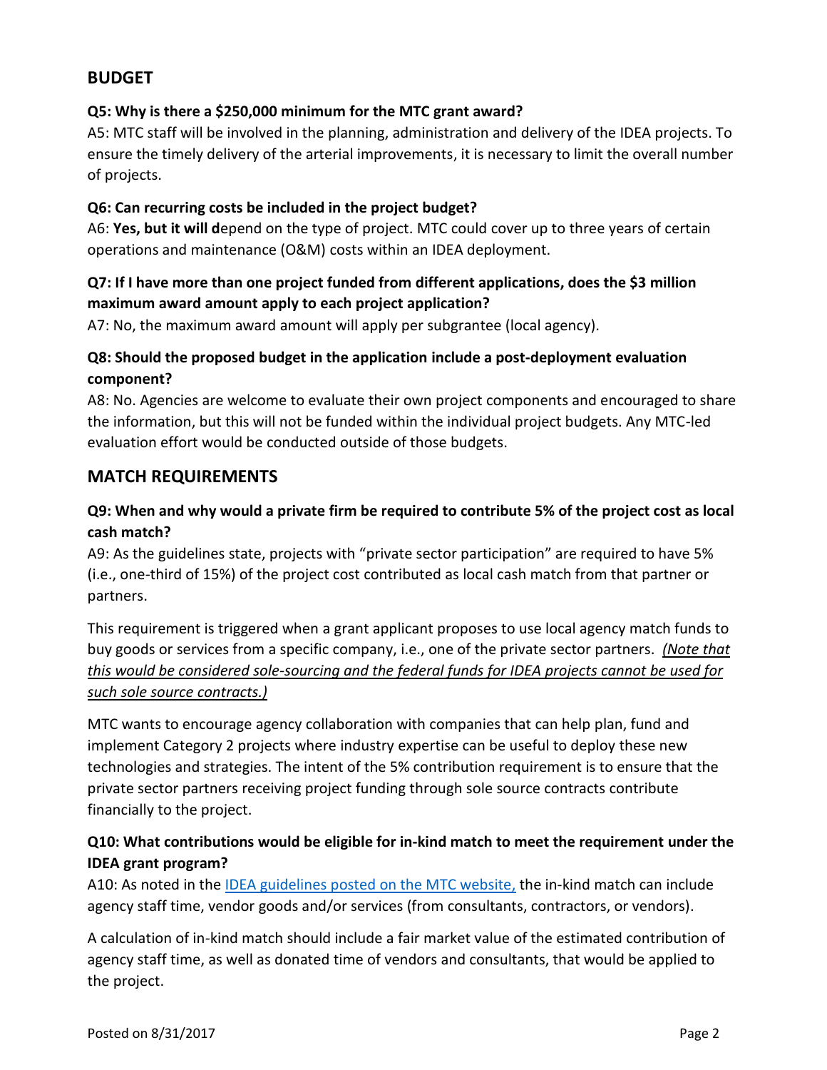## BUDGET

### Q5: Why is there a $250,000 minimum for the MTC grant award?

A5: MTC staff will be involved in the planning, administration and delivery of the IDEA projects. To ensure the timely delivery of the arterial improvements, it is necessary to limit the overall number of projects.

### Q6: Can recurring costs be included in the project budget?

A6: **Yes, but it will d**epend on the type of project. MTC could cover up to three years of certain operations and maintenance (O&M) costs within an IDEA deployment.

### Q7: If I have more than one project funded from different applications, does the $3 million maximum award amount apply to each project application?

A7: No, the maximum award amount will apply per subgrantee (local agency).

### Q8: Should the proposed budget in the application include a post-deployment evaluation component?

A8: No. Agencies are welcome to evaluate their own project components and encouraged to share the information, but this will not be funded within the individual project budgets. Any MTC-led evaluation effort would be conducted outside of those budgets.

## MATCH REQUIREMENTS

### Q9: When and why would a private firm be required to contribute 5% of the project cost as local cash match?

A9: As the guidelines state, projects with "private sector participation" are required to have 5% (i.e., one-third of 15%) of the project cost contributed as local cash match from that partner or partners.

This requirement is triggered when a grant applicant proposes to use local agency match funds to buy goods or services from a specific company, i.e., one of the private sector partners. *(Note that this would be considered sole-sourcing and the federal funds for IDEA projects cannot be used for such sole source contracts.)*

MTC wants to encourage agency collaboration with companies that can help plan, fund and implement Category 2 projects where industry expertise can be useful to deploy these new technologies and strategies. The intent of the 5% contribution requirement is to ensure that the private sector partners receiving project funding through sole source contracts contribute financially to the project.

### Q10: What contributions would be eligible for in-kind match to meet the requirement under the IDEA grant program?

A10: As noted in the IDEA guidelines posted on the MTC website, the in-kind match can include agency staff time, vendor goods and/or services (from consultants, contractors, or vendors).

A calculation of in-kind match should include a fair market value of the estimated contribution of agency staff time, as well as donated time of vendors and consultants, that would be applied to the project.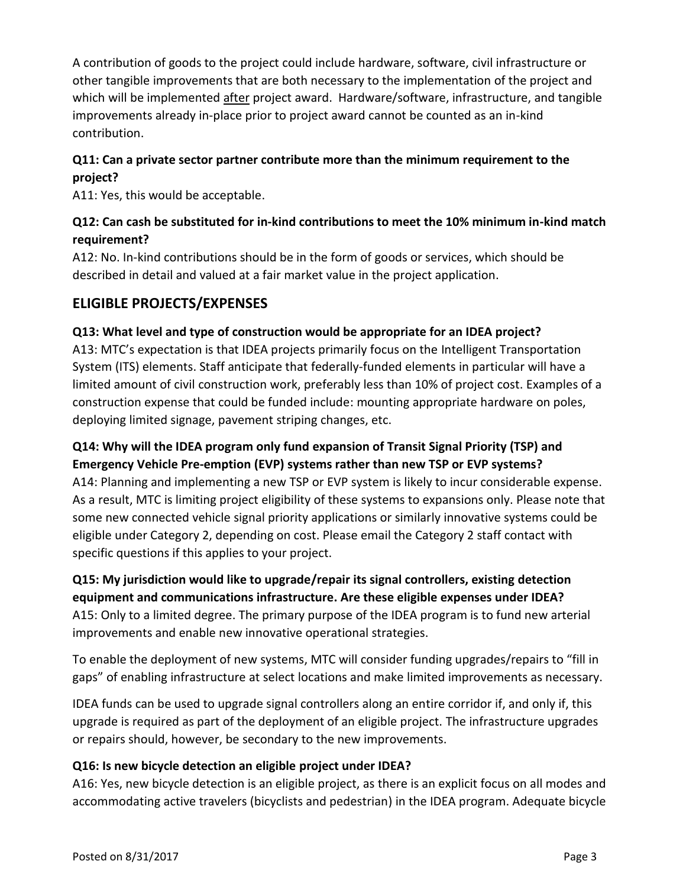A contribution of goods to the project could include hardware, software, civil infrastructure or other tangible improvements that are both necessary to the implementation of the project and which will be implemented after project award. Hardware/software, infrastructure, and tangible improvements already in-place prior to project award cannot be counted as an in-kind contribution.

**Q11: Can a private sector partner contribute more than the minimum requirement to the project?**

A11: Yes, this would be acceptable.

**Q12: Can cash be substituted for in-kind contributions to meet the 10% minimum in-kind match requirement?**

A12: No. In-kind contributions should be in the form of goods or services, which should be described in detail and valued at a fair market value in the project application.

## ELIGIBLE PROJECTS/EXPENSES

**Q13: What level and type of construction would be appropriate for an IDEA project?**

A13: MTC's expectation is that IDEA projects primarily focus on the Intelligent Transportation System (ITS) elements. Staff anticipate that federally-funded elements in particular will have a limited amount of civil construction work, preferably less than 10% of project cost. Examples of a construction expense that could be funded include: mounting appropriate hardware on poles, deploying limited signage, pavement striping changes, etc.

**Q14: Why will the IDEA program only fund expansion of Transit Signal Priority (TSP) and Emergency Vehicle Pre-emption (EVP) systems rather than new TSP or EVP systems?**

A14: Planning and implementing a new TSP or EVP system is likely to incur considerable expense. As a result, MTC is limiting project eligibility of these systems to expansions only. Please note that some new connected vehicle signal priority applications or similarly innovative systems could be eligible under Category 2, depending on cost. Please email the Category 2 staff contact with specific questions if this applies to your project.

**Q15: My jurisdiction would like to upgrade/repair its signal controllers, existing detection equipment and communications infrastructure. Are these eligible expenses under IDEA?**

A15: Only to a limited degree. The primary purpose of the IDEA program is to fund new arterial improvements and enable new innovative operational strategies.

To enable the deployment of new systems, MTC will consider funding upgrades/repairs to "fill in gaps" of enabling infrastructure at select locations and make limited improvements as necessary.

IDEA funds can be used to upgrade signal controllers along an entire corridor if, and only if, this upgrade is required as part of the deployment of an eligible project. The infrastructure upgrades or repairs should, however, be secondary to the new improvements.

**Q16: Is new bicycle detection an eligible project under IDEA?**

A16: Yes, new bicycle detection is an eligible project, as there is an explicit focus on all modes and accommodating active travelers (bicyclists and pedestrian) in the IDEA program. Adequate bicycle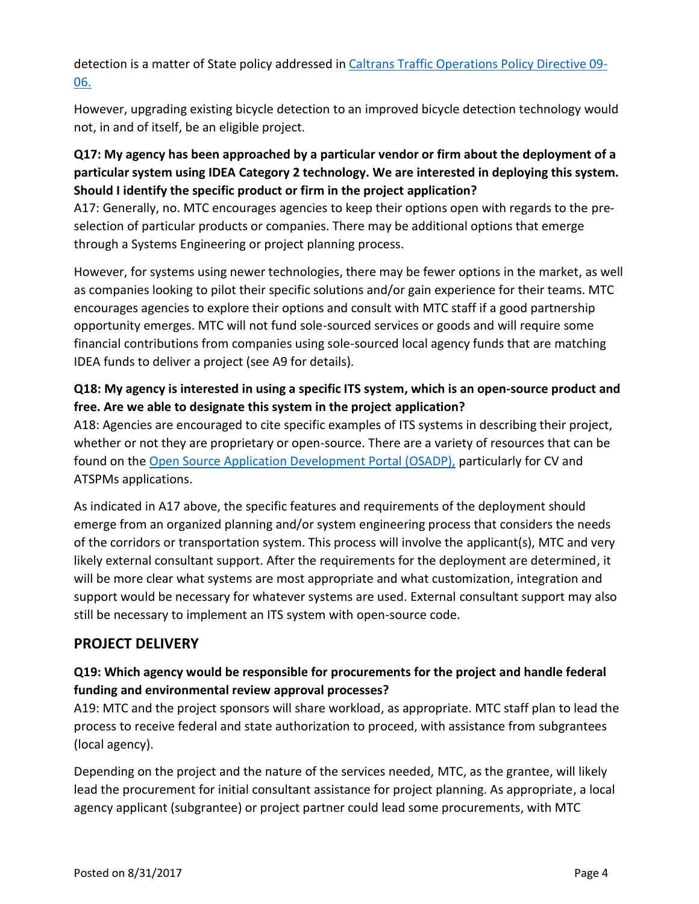detection is a matter of State policy addressed in [Caltrans Traffic Operations Policy Directive 09-06.]()

However, upgrading existing bicycle detection to an improved bicycle detection technology would not, in and of itself, be an eligible project.

### Q17: My agency has been approached by a particular vendor or firm about the deployment of a particular system using IDEA Category 2 technology. We are interested in deploying this system. Should I identify the specific product or firm in the project application?

A17: Generally, no. MTC encourages agencies to keep their options open with regards to the pre-selection of particular products or companies. There may be additional options that emerge through a Systems Engineering or project planning process.

However, for systems using newer technologies, there may be fewer options in the market, as well as companies looking to pilot their specific solutions and/or gain experience for their teams. MTC encourages agencies to explore their options and consult with MTC staff if a good partnership opportunity emerges. MTC will not fund sole-sourced services or goods and will require some financial contributions from companies using sole-sourced local agency funds that are matching IDEA funds to deliver a project (see A9 for details).

### Q18: My agency is interested in using a specific ITS system, which is an open-source product and free. Are we able to designate this system in the project application?

A18: Agencies are encouraged to cite specific examples of ITS systems in describing their project, whether or not they are proprietary or open-source. There are a variety of resources that can be found on the [Open Source Application Development Portal (OSADP),]() particularly for CV and ATSPMs applications.

As indicated in A17 above, the specific features and requirements of the deployment should emerge from an organized planning and/or system engineering process that considers the needs of the corridors or transportation system. This process will involve the applicant(s), MTC and very likely external consultant support. After the requirements for the deployment are determined, it will be more clear what systems are most appropriate and what customization, integration and support would be necessary for whatever systems are used. External consultant support may also still be necessary to implement an ITS system with open-source code.

## PROJECT DELIVERY

### Q19: Which agency would be responsible for procurements for the project and handle federal funding and environmental review approval processes?

A19: MTC and the project sponsors will share workload, as appropriate. MTC staff plan to lead the process to receive federal and state authorization to proceed, with assistance from subgrantees (local agency).

Depending on the project and the nature of the services needed, MTC, as the grantee, will likely lead the procurement for initial consultant assistance for project planning. As appropriate, a local agency applicant (subgrantee) or project partner could lead some procurements, with MTC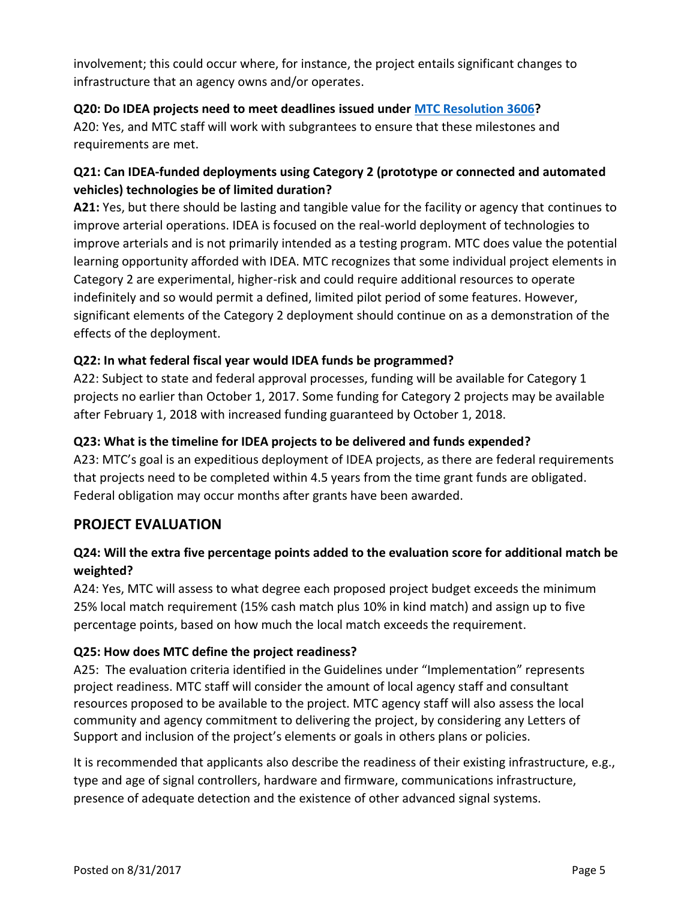involvement; this could occur where, for instance, the project entails significant changes to infrastructure that an agency owns and/or operates.

**Q20: Do IDEA projects need to meet deadlines issued under [MTC Resolution 3606](MTC Resolution 3606)?**

A20: Yes, and MTC staff will work with subgrantees to ensure that these milestones and requirements are met.

**Q21: Can IDEA-funded deployments using Category 2 (prototype or connected and automated vehicles) technologies be of limited duration?**

**A21:** Yes, but there should be lasting and tangible value for the facility or agency that continues to improve arterial operations. IDEA is focused on the real-world deployment of technologies to improve arterials and is not primarily intended as a testing program. MTC does value the potential learning opportunity afforded with IDEA. MTC recognizes that some individual project elements in Category 2 are experimental, higher-risk and could require additional resources to operate indefinitely and so would permit a defined, limited pilot period of some features. However, significant elements of the Category 2 deployment should continue on as a demonstration of the effects of the deployment.

**Q22: In what federal fiscal year would IDEA funds be programmed?**

A22: Subject to state and federal approval processes, funding will be available for Category 1 projects no earlier than October 1, 2017. Some funding for Category 2 projects may be available after February 1, 2018 with increased funding guaranteed by October 1, 2018.

**Q23: What is the timeline for IDEA projects to be delivered and funds expended?**

A23: MTC's goal is an expeditious deployment of IDEA projects, as there are federal requirements that projects need to be completed within 4.5 years from the time grant funds are obligated. Federal obligation may occur months after grants have been awarded.

## PROJECT EVALUATION

**Q24: Will the extra five percentage points added to the evaluation score for additional match be weighted?**

A24: Yes, MTC will assess to what degree each proposed project budget exceeds the minimum 25% local match requirement (15% cash match plus 10% in kind match) and assign up to five percentage points, based on how much the local match exceeds the requirement.

**Q25: How does MTC define the project readiness?**

A25: The evaluation criteria identified in the Guidelines under "Implementation" represents project readiness. MTC staff will consider the amount of local agency staff and consultant resources proposed to be available to the project. MTC agency staff will also assess the local community and agency commitment to delivering the project, by considering any Letters of Support and inclusion of the project's elements or goals in others plans or policies.

It is recommended that applicants also describe the readiness of their existing infrastructure, e.g., type and age of signal controllers, hardware and firmware, communications infrastructure, presence of adequate detection and the existence of other advanced signal systems.

Posted on 8/31/2017